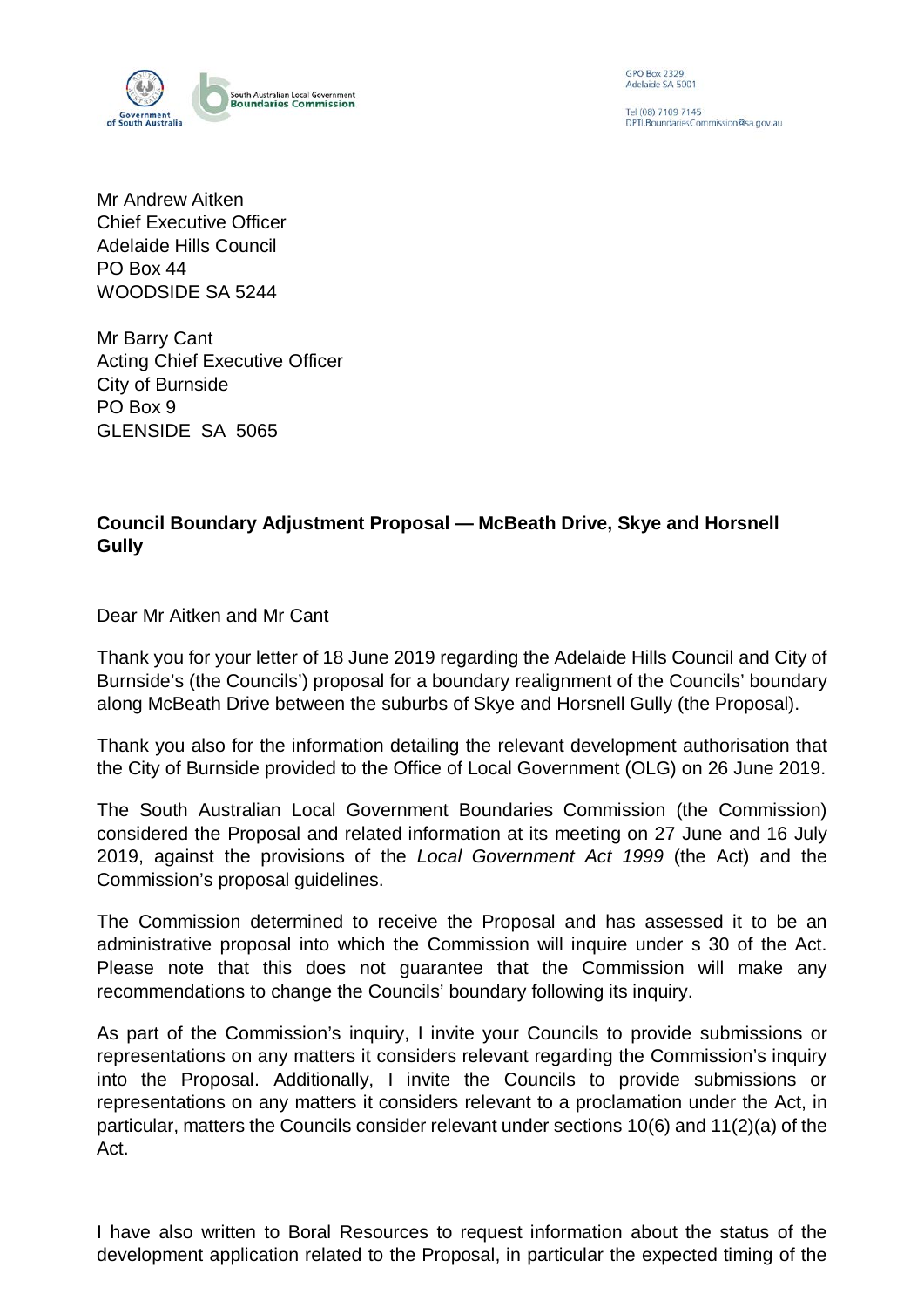GPO Box 2329
Adelaide SA 5001

Tel (08) 7109 7145
DPTI.BoundariesCommission@sa.gov.au

Mr Andrew Aitken
Chief Executive Officer
Adelaide Hills Council
PO Box 44
WOODSIDE SA 5244

Mr Barry Cant
Acting Chief Executive Officer
City of Burnside
PO Box 9
GLENSIDE SA 5065

**Council Boundary Adjustment Proposal — McBeath Drive, Skye and Horsnell Gully**

Dear Mr Aitken and Mr Cant

Thank you for your letter of 18 June 2019 regarding the Adelaide Hills Council and City of Burnside's (the Councils') proposal for a boundary realignment of the Councils' boundary along McBeath Drive between the suburbs of Skye and Horsnell Gully (the Proposal).

Thank you also for the information detailing the relevant development authorisation that the City of Burnside provided to the Office of Local Government (OLG) on 26 June 2019.

The South Australian Local Government Boundaries Commission (the Commission) considered the Proposal and related information at its meeting on 27 June and 16 July 2019, against the provisions of the *Local Government Act 1999* (the Act) and the Commission's proposal guidelines.

The Commission determined to receive the Proposal and has assessed it to be an administrative proposal into which the Commission will inquire under s 30 of the Act. Please note that this does not guarantee that the Commission will make any recommendations to change the Councils' boundary following its inquiry.

As part of the Commission's inquiry, I invite your Councils to provide submissions or representations on any matters it considers relevant regarding the Commission's inquiry into the Proposal. Additionally, I invite the Councils to provide submissions or representations on any matters it considers relevant to a proclamation under the Act, in particular, matters the Councils consider relevant under sections 10(6) and 11(2)(a) of the Act.

I have also written to Boral Resources to request information about the status of the development application related to the Proposal, in particular the expected timing of the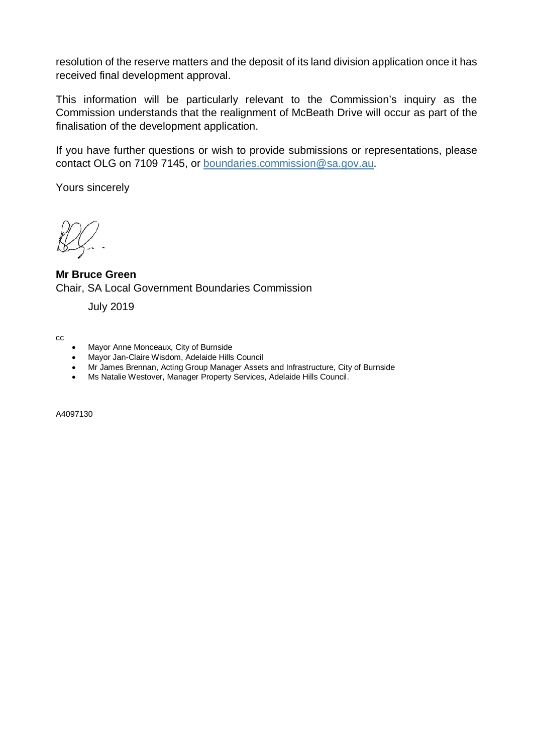resolution of the reserve matters and the deposit of its land division application once it has received final development approval.

This information will be particularly relevant to the Commission's inquiry as the Commission understands that the realignment of McBeath Drive will occur as part of the finalisation of the development application.

If you have further questions or wish to provide submissions or representations, please contact OLG on 7109 7145, or boundaries.commission@sa.gov.au.

Yours sincerely

**Mr Bruce Green**
Chair, SA Local Government Boundaries Commission

July 2019

cc

- Mayor Anne Monceaux, City of Burnside
- Mayor Jan-Claire Wisdom, Adelaide Hills Council
- Mr James Brennan, Acting Group Manager Assets and Infrastructure, City of Burnside
- Ms Natalie Westover, Manager Property Services, Adelaide Hills Council.

A4097130